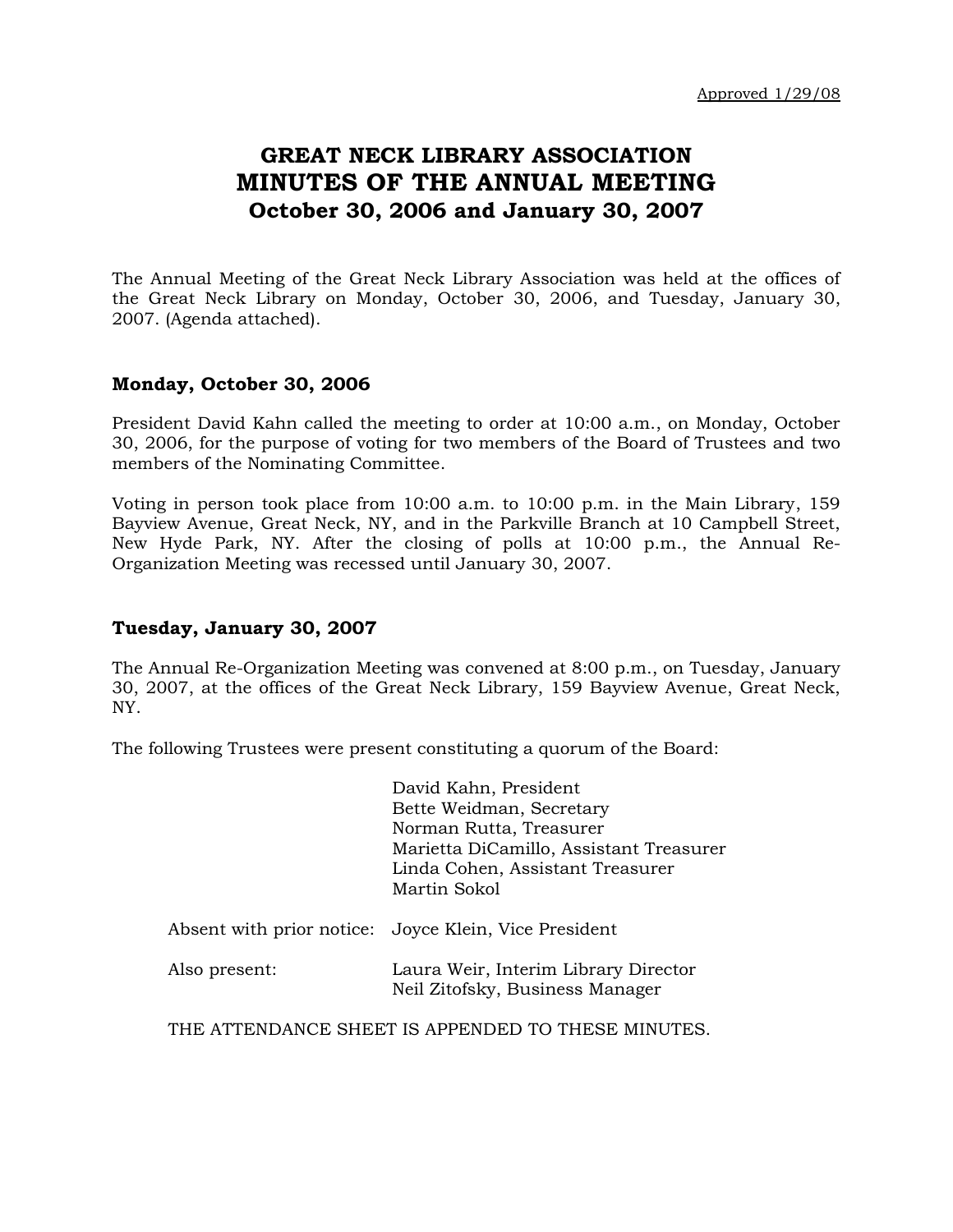Approved 1/29/08

# GREAT NECK LIBRARY ASSOCIATION
# MINUTES OF THE ANNUAL MEETING
## October 30, 2006 and January 30, 2007

The Annual Meeting of the Great Neck Library Association was held at the offices of the Great Neck Library on Monday, October 30, 2006, and Tuesday, January 30, 2007. (Agenda attached).

### Monday, October 30, 2006

President David Kahn called the meeting to order at 10:00 a.m., on Monday, October 30, 2006, for the purpose of voting for two members of the Board of Trustees and two members of the Nominating Committee.

Voting in person took place from 10:00 a.m. to 10:00 p.m. in the Main Library, 159 Bayview Avenue, Great Neck, NY, and in the Parkville Branch at 10 Campbell Street, New Hyde Park, NY. After the closing of polls at 10:00 p.m., the Annual Re-Organization Meeting was recessed until January 30, 2007.

### Tuesday, January 30, 2007

The Annual Re-Organization Meeting was convened at 8:00 p.m., on Tuesday, January 30, 2007, at the offices of the Great Neck Library, 159 Bayview Avenue, Great Neck, NY.

The following Trustees were present constituting a quorum of the Board:

David Kahn, President
Bette Weidman, Secretary
Norman Rutta, Treasurer
Marietta DiCamillo, Assistant Treasurer
Linda Cohen, Assistant Treasurer
Martin Sokol

Absent with prior notice: Joyce Klein, Vice President

Also present: Laura Weir, Interim Library Director
Neil Zitofsky, Business Manager

THE ATTENDANCE SHEET IS APPENDED TO THESE MINUTES.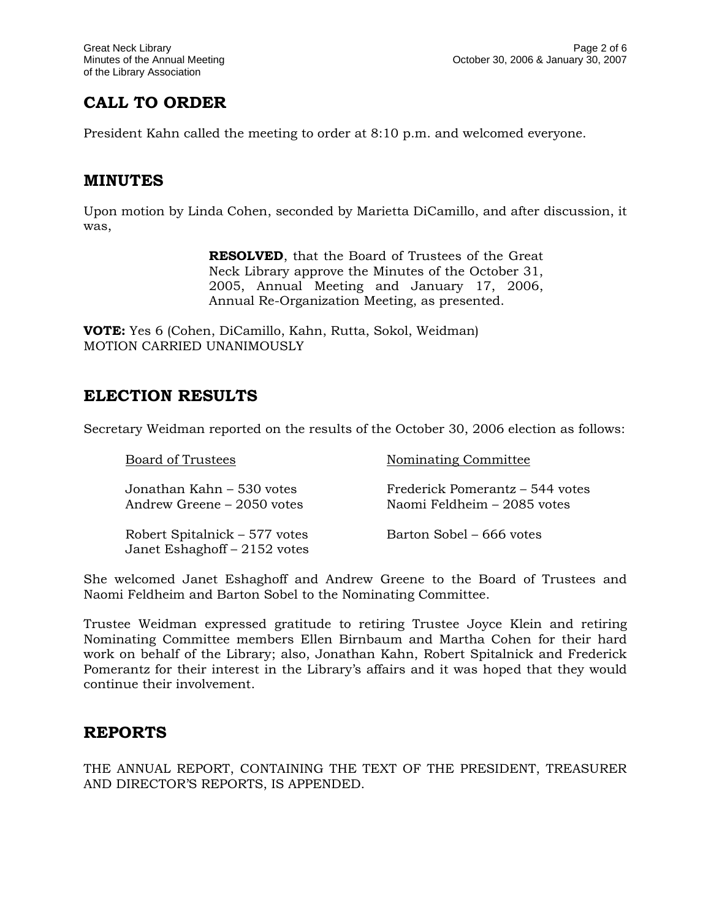## CALL TO ORDER

President Kahn called the meeting to order at 8:10 p.m. and welcomed everyone.

## MINUTES

Upon motion by Linda Cohen, seconded by Marietta DiCamillo, and after discussion, it was,

> **RESOLVED**, that the Board of Trustees of the Great Neck Library approve the Minutes of the October 31, 2005, Annual Meeting and January 17, 2006, Annual Re-Organization Meeting, as presented.

**VOTE:** Yes 6 (Cohen, DiCamillo, Kahn, Rutta, Sokol, Weidman)
MOTION CARRIED UNANIMOUSLY

## ELECTION RESULTS

Secretary Weidman reported on the results of the October 30, 2006 election as follows:

| Board of Trustees | Nominating Committee |
|---|---|
| Jonathan Kahn – 530 votes | Frederick Pomerantz – 544 votes |
| Andrew Greene – 2050 votes | Naomi Feldheim – 2085 votes |
| Robert Spitalnick – 577 votes | Barton Sobel – 666 votes |
| Janet Eshaghoff – 2152 votes | |

She welcomed Janet Eshaghoff and Andrew Greene to the Board of Trustees and Naomi Feldheim and Barton Sobel to the Nominating Committee.

Trustee Weidman expressed gratitude to retiring Trustee Joyce Klein and retiring Nominating Committee members Ellen Birnbaum and Martha Cohen for their hard work on behalf of the Library; also, Jonathan Kahn, Robert Spitalnick and Frederick Pomerantz for their interest in the Library's affairs and it was hoped that they would continue their involvement.

## REPORTS

THE ANNUAL REPORT, CONTAINING THE TEXT OF THE PRESIDENT, TREASURER AND DIRECTOR'S REPORTS, IS APPENDED.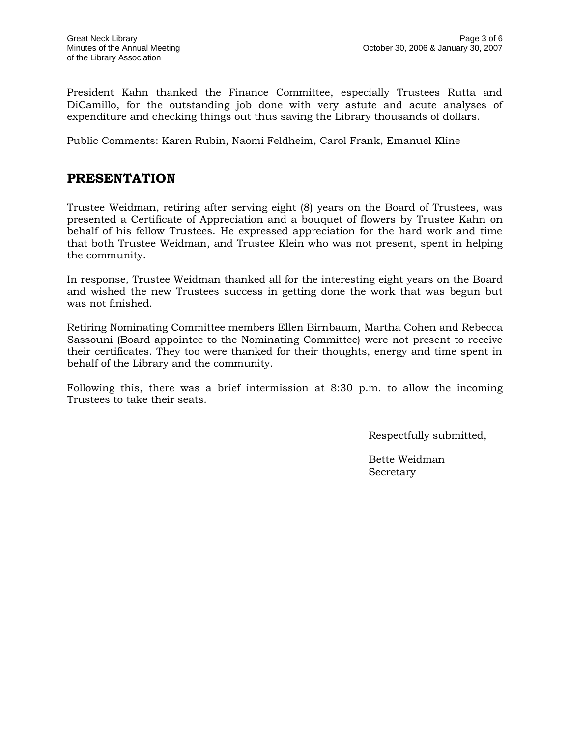President Kahn thanked the Finance Committee, especially Trustees Rutta and DiCamillo, for the outstanding job done with very astute and acute analyses of expenditure and checking things out thus saving the Library thousands of dollars.

Public Comments: Karen Rubin, Naomi Feldheim, Carol Frank, Emanuel Kline

## PRESENTATION

Trustee Weidman, retiring after serving eight (8) years on the Board of Trustees, was presented a Certificate of Appreciation and a bouquet of flowers by Trustee Kahn on behalf of his fellow Trustees. He expressed appreciation for the hard work and time that both Trustee Weidman, and Trustee Klein who was not present, spent in helping the community.

In response, Trustee Weidman thanked all for the interesting eight years on the Board and wished the new Trustees success in getting done the work that was begun but was not finished.

Retiring Nominating Committee members Ellen Birnbaum, Martha Cohen and Rebecca Sassouni (Board appointee to the Nominating Committee) were not present to receive their certificates. They too were thanked for their thoughts, energy and time spent in behalf of the Library and the community.

Following this, there was a brief intermission at 8:30 p.m. to allow the incoming Trustees to take their seats.

Respectfully submitted,

Bette Weidman
Secretary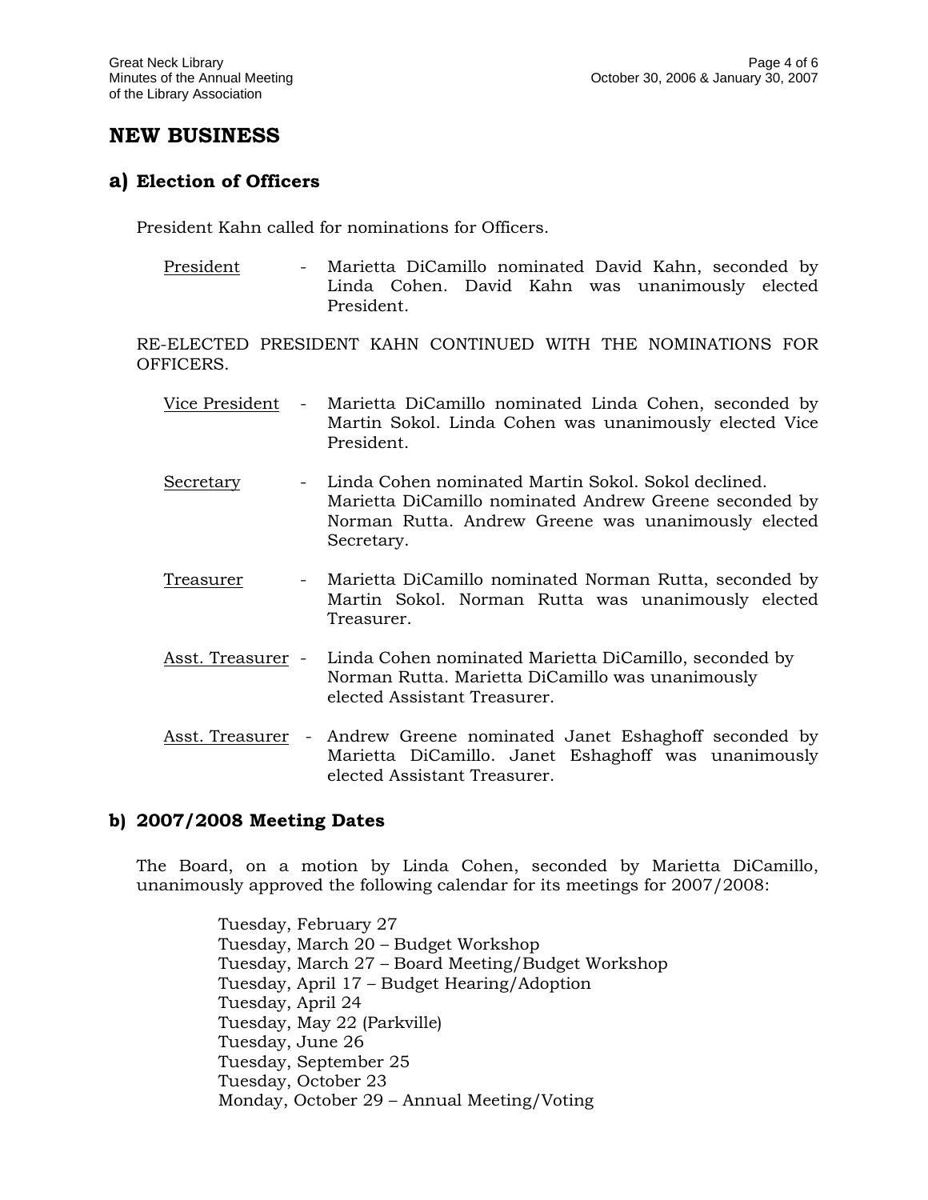## NEW BUSINESS

### a) Election of Officers

President Kahn called for nominations for Officers.

President - Marietta DiCamillo nominated David Kahn, seconded by Linda Cohen. David Kahn was unanimously elected President.

RE-ELECTED PRESIDENT KAHN CONTINUED WITH THE NOMINATIONS FOR OFFICERS.

Vice President - Marietta DiCamillo nominated Linda Cohen, seconded by Martin Sokol. Linda Cohen was unanimously elected Vice President.

Secretary - Linda Cohen nominated Martin Sokol. Sokol declined. Marietta DiCamillo nominated Andrew Greene seconded by Norman Rutta. Andrew Greene was unanimously elected Secretary.

Treasurer - Marietta DiCamillo nominated Norman Rutta, seconded by Martin Sokol. Norman Rutta was unanimously elected Treasurer.

Asst. Treasurer - Linda Cohen nominated Marietta DiCamillo, seconded by Norman Rutta. Marietta DiCamillo was unanimously elected Assistant Treasurer.

Asst. Treasurer - Andrew Greene nominated Janet Eshaghoff seconded by Marietta DiCamillo. Janet Eshaghoff was unanimously elected Assistant Treasurer.

### b) 2007/2008 Meeting Dates

The Board, on a motion by Linda Cohen, seconded by Marietta DiCamillo, unanimously approved the following calendar for its meetings for 2007/2008:

Tuesday, February 27
Tuesday, March 20 – Budget Workshop
Tuesday, March 27 – Board Meeting/Budget Workshop
Tuesday, April 17 – Budget Hearing/Adoption
Tuesday, April 24
Tuesday, May 22 (Parkville)
Tuesday, June 26
Tuesday, September 25
Tuesday, October 23
Monday, October 29 – Annual Meeting/Voting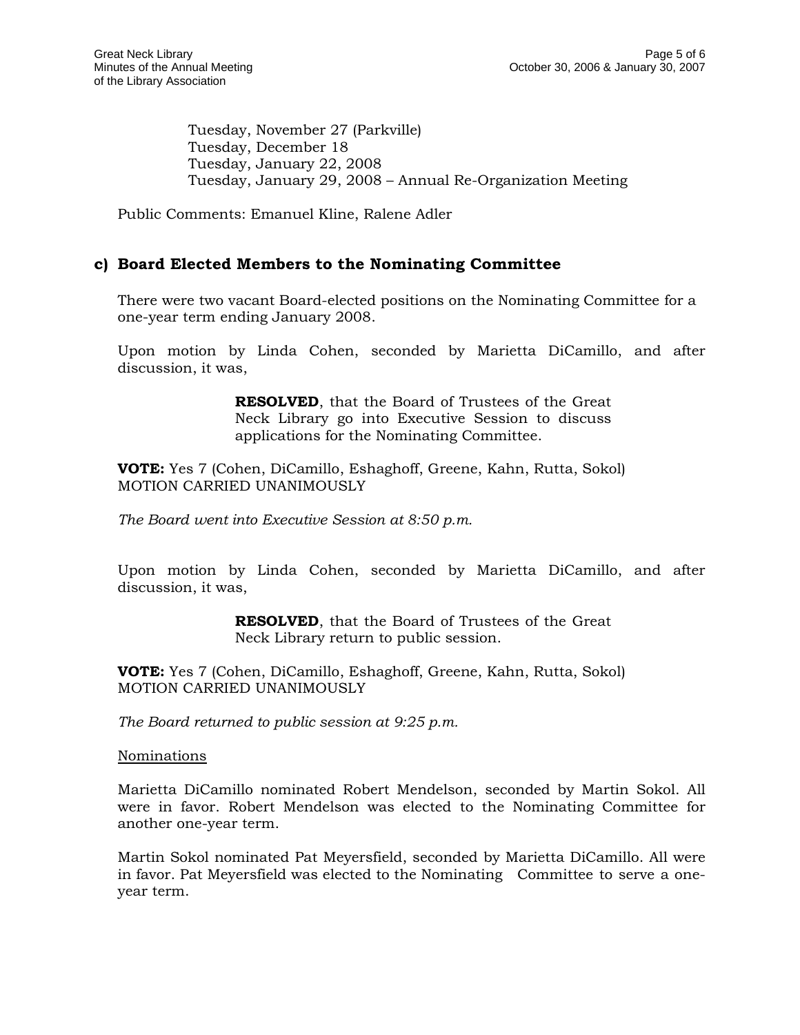Tuesday, November 27 (Parkville)
Tuesday, December 18
Tuesday, January 22, 2008
Tuesday, January 29, 2008 – Annual Re-Organization Meeting

Public Comments: Emanuel Kline, Ralene Adler

## c) Board Elected Members to the Nominating Committee

There were two vacant Board-elected positions on the Nominating Committee for a one-year term ending January 2008.

Upon motion by Linda Cohen, seconded by Marietta DiCamillo, and after discussion, it was,

> **RESOLVED**, that the Board of Trustees of the Great Neck Library go into Executive Session to discuss applications for the Nominating Committee.

**VOTE:** Yes 7 (Cohen, DiCamillo, Eshaghoff, Greene, Kahn, Rutta, Sokol)
MOTION CARRIED UNANIMOUSLY

*The Board went into Executive Session at 8:50 p.m.*

Upon motion by Linda Cohen, seconded by Marietta DiCamillo, and after discussion, it was,

> **RESOLVED**, that the Board of Trustees of the Great Neck Library return to public session.

**VOTE:** Yes 7 (Cohen, DiCamillo, Eshaghoff, Greene, Kahn, Rutta, Sokol)
MOTION CARRIED UNANIMOUSLY

*The Board returned to public session at 9:25 p.m.*

Nominations

Marietta DiCamillo nominated Robert Mendelson, seconded by Martin Sokol. All were in favor. Robert Mendelson was elected to the Nominating Committee for another one-year term.

Martin Sokol nominated Pat Meyersfield, seconded by Marietta DiCamillo. All were in favor. Pat Meyersfield was elected to the Nominating Committee to serve a one-year term.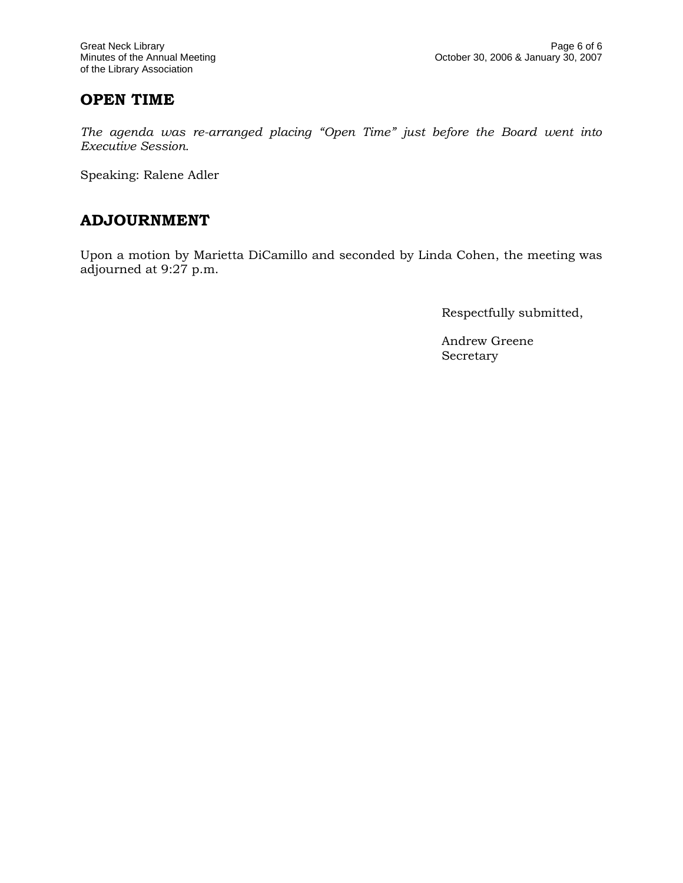## OPEN TIME

*The agenda was re-arranged placing "Open Time" just before the Board went into Executive Session.*

Speaking: Ralene Adler

## ADJOURNMENT

Upon a motion by Marietta DiCamillo and seconded by Linda Cohen, the meeting was adjourned at 9:27 p.m.

Respectfully submitted,

Andrew Greene
Secretary